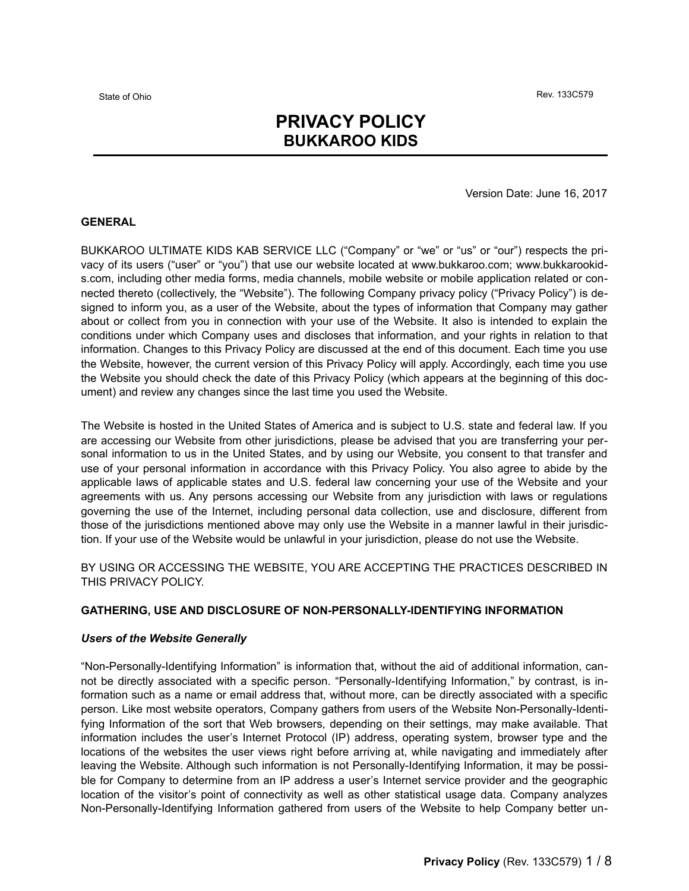State of Ohio

Rev. 133C579

# PRIVACY POLICY
## BUKKAROO KIDS

Version Date: June 16, 2017

### GENERAL

BUKKAROO ULTIMATE KIDS KAB SERVICE LLC ("Company" or "we" or "us" or "our") respects the privacy of its users ("user" or "you") that use our website located at www.bukkaroo.com; www.bukkarookids.com, including other media forms, media channels, mobile website or mobile application related or connected thereto (collectively, the "Website"). The following Company privacy policy ("Privacy Policy") is designed to inform you, as a user of the Website, about the types of information that Company may gather about or collect from you in connection with your use of the Website. It also is intended to explain the conditions under which Company uses and discloses that information, and your rights in relation to that information. Changes to this Privacy Policy are discussed at the end of this document. Each time you use the Website, however, the current version of this Privacy Policy will apply. Accordingly, each time you use the Website you should check the date of this Privacy Policy (which appears at the beginning of this document) and review any changes since the last time you used the Website.

The Website is hosted in the United States of America and is subject to U.S. state and federal law. If you are accessing our Website from other jurisdictions, please be advised that you are transferring your personal information to us in the United States, and by using our Website, you consent to that transfer and use of your personal information in accordance with this Privacy Policy. You also agree to abide by the applicable laws of applicable states and U.S. federal law concerning your use of the Website and your agreements with us. Any persons accessing our Website from any jurisdiction with laws or regulations governing the use of the Internet, including personal data collection, use and disclosure, different from those of the jurisdictions mentioned above may only use the Website in a manner lawful in their jurisdiction. If your use of the Website would be unlawful in your jurisdiction, please do not use the Website.

BY USING OR ACCESSING THE WEBSITE, YOU ARE ACCEPTING THE PRACTICES DESCRIBED IN THIS PRIVACY POLICY.

### GATHERING, USE AND DISCLOSURE OF NON-PERSONALLY-IDENTIFYING INFORMATION

***Users of the Website Generally***

"Non-Personally-Identifying Information" is information that, without the aid of additional information, cannot be directly associated with a specific person. "Personally-Identifying Information," by contrast, is information such as a name or email address that, without more, can be directly associated with a specific person. Like most website operators, Company gathers from users of the Website Non-Personally-Identifying Information of the sort that Web browsers, depending on their settings, may make available. That information includes the user's Internet Protocol (IP) address, operating system, browser type and the locations of the websites the user views right before arriving at, while navigating and immediately after leaving the Website. Although such information is not Personally-Identifying Information, it may be possible for Company to determine from an IP address a user's Internet service provider and the geographic location of the visitor's point of connectivity as well as other statistical usage data. Company analyzes Non-Personally-Identifying Information gathered from users of the Website to help Company better un-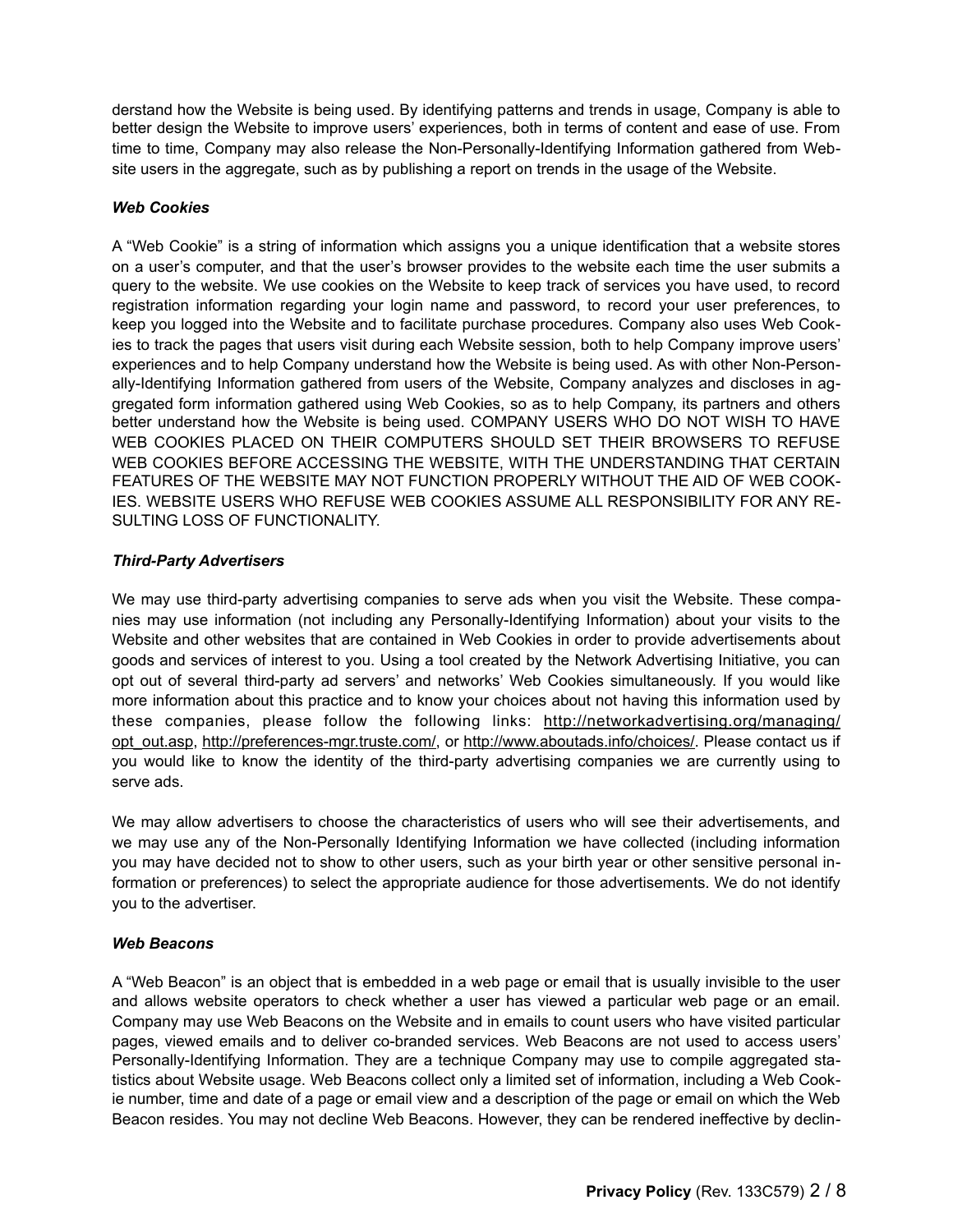derstand how the Website is being used. By identifying patterns and trends in usage, Company is able to better design the Website to improve users' experiences, both in terms of content and ease of use. From time to time, Company may also release the Non-Personally-Identifying Information gathered from Website users in the aggregate, such as by publishing a report on trends in the usage of the Website.

***Web Cookies***

A "Web Cookie" is a string of information which assigns you a unique identification that a website stores on a user's computer, and that the user's browser provides to the website each time the user submits a query to the website. We use cookies on the Website to keep track of services you have used, to record registration information regarding your login name and password, to record your user preferences, to keep you logged into the Website and to facilitate purchase procedures. Company also uses Web Cookies to track the pages that users visit during each Website session, both to help Company improve users' experiences and to help Company understand how the Website is being used. As with other Non-Personally-Identifying Information gathered from users of the Website, Company analyzes and discloses in aggregated form information gathered using Web Cookies, so as to help Company, its partners and others better understand how the Website is being used. COMPANY USERS WHO DO NOT WISH TO HAVE WEB COOKIES PLACED ON THEIR COMPUTERS SHOULD SET THEIR BROWSERS TO REFUSE WEB COOKIES BEFORE ACCESSING THE WEBSITE, WITH THE UNDERSTANDING THAT CERTAIN FEATURES OF THE WEBSITE MAY NOT FUNCTION PROPERLY WITHOUT THE AID OF WEB COOKIES. WEBSITE USERS WHO REFUSE WEB COOKIES ASSUME ALL RESPONSIBILITY FOR ANY RESULTING LOSS OF FUNCTIONALITY.

***Third-Party Advertisers***

We may use third-party advertising companies to serve ads when you visit the Website. These companies may use information (not including any Personally-Identifying Information) about your visits to the Website and other websites that are contained in Web Cookies in order to provide advertisements about goods and services of interest to you. Using a tool created by the Network Advertising Initiative, you can opt out of several third-party ad servers' and networks' Web Cookies simultaneously. If you would like more information about this practice and to know your choices about not having this information used by these companies, please follow the following links: http://networkadvertising.org/managing/opt_out.asp, http://preferences-mgr.truste.com/, or http://www.aboutads.info/choices/. Please contact us if you would like to know the identity of the third-party advertising companies we are currently using to serve ads.

We may allow advertisers to choose the characteristics of users who will see their advertisements, and we may use any of the Non-Personally Identifying Information we have collected (including information you may have decided not to show to other users, such as your birth year or other sensitive personal information or preferences) to select the appropriate audience for those advertisements. We do not identify you to the advertiser.

***Web Beacons***

A "Web Beacon" is an object that is embedded in a web page or email that is usually invisible to the user and allows website operators to check whether a user has viewed a particular web page or an email. Company may use Web Beacons on the Website and in emails to count users who have visited particular pages, viewed emails and to deliver co-branded services. Web Beacons are not used to access users' Personally-Identifying Information. They are a technique Company may use to compile aggregated statistics about Website usage. Web Beacons collect only a limited set of information, including a Web Cookie number, time and date of a page or email view and a description of the page or email on which the Web Beacon resides. You may not decline Web Beacons. However, they can be rendered ineffective by declin-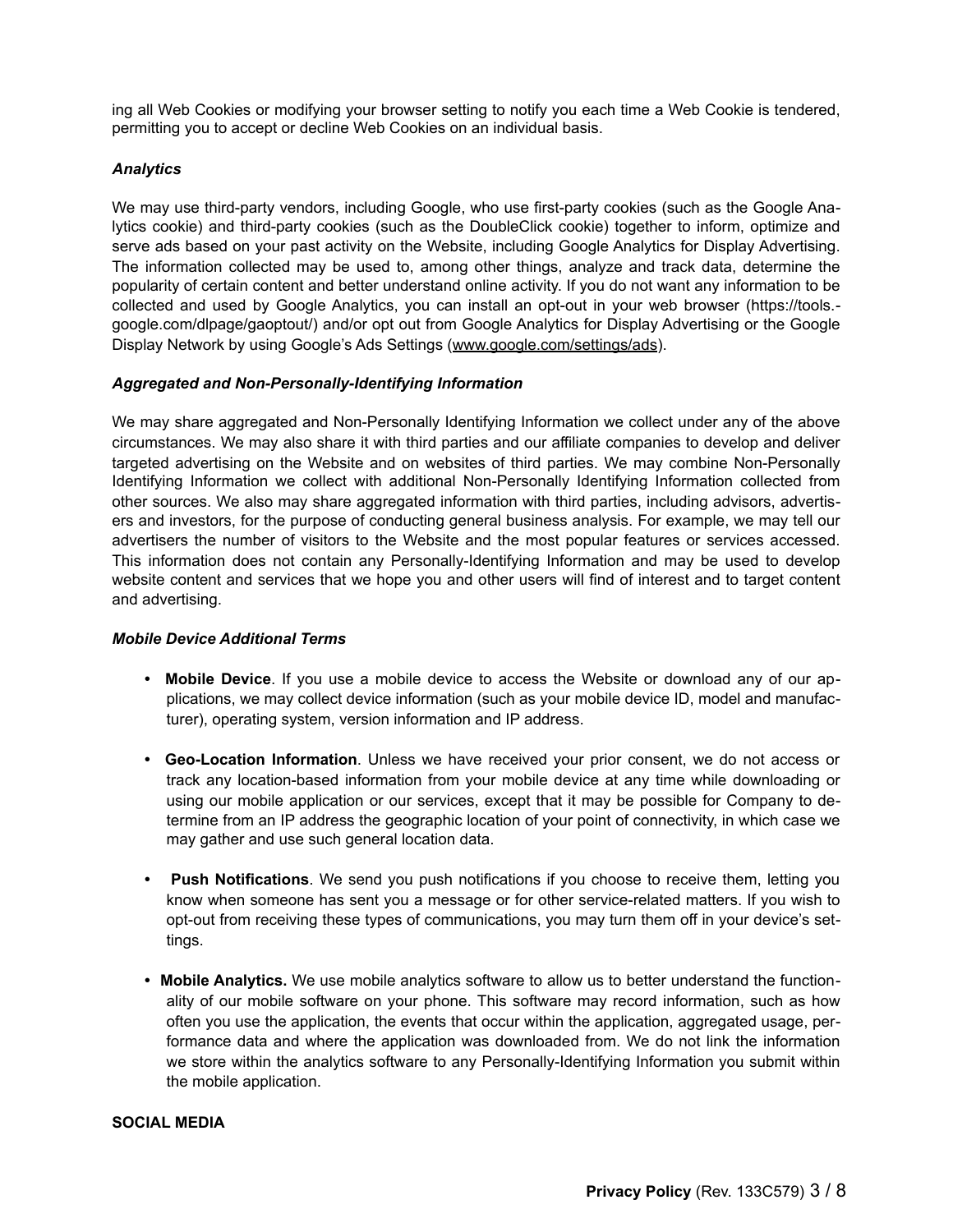ing all Web Cookies or modifying your browser setting to notify you each time a Web Cookie is tendered, permitting you to accept or decline Web Cookies on an individual basis.

***Analytics***

We may use third-party vendors, including Google, who use first-party cookies (such as the Google Analytics cookie) and third-party cookies (such as the DoubleClick cookie) together to inform, optimize and serve ads based on your past activity on the Website, including Google Analytics for Display Advertising. The information collected may be used to, among other things, analyze and track data, determine the popularity of certain content and better understand online activity. If you do not want any information to be collected and used by Google Analytics, you can install an opt-out in your web browser (https://tools.google.com/dlpage/gaoptout/) and/or opt out from Google Analytics for Display Advertising or the Google Display Network by using Google's Ads Settings (www.google.com/settings/ads).

***Aggregated and Non-Personally-Identifying Information***

We may share aggregated and Non-Personally Identifying Information we collect under any of the above circumstances. We may also share it with third parties and our affiliate companies to develop and deliver targeted advertising on the Website and on websites of third parties. We may combine Non-Personally Identifying Information we collect with additional Non-Personally Identifying Information collected from other sources. We also may share aggregated information with third parties, including advisors, advertisers and investors, for the purpose of conducting general business analysis. For example, we may tell our advertisers the number of visitors to the Website and the most popular features or services accessed. This information does not contain any Personally-Identifying Information and may be used to develop website content and services that we hope you and other users will find of interest and to target content and advertising.

***Mobile Device Additional Terms***

- **Mobile Device**. If you use a mobile device to access the Website or download any of our applications, we may collect device information (such as your mobile device ID, model and manufacturer), operating system, version information and IP address.

- **Geo-Location Information**. Unless we have received your prior consent, we do not access or track any location-based information from your mobile device at any time while downloading or using our mobile application or our services, except that it may be possible for Company to determine from an IP address the geographic location of your point of connectivity, in which case we may gather and use such general location data.

- **Push Notifications**. We send you push notifications if you choose to receive them, letting you know when someone has sent you a message or for other service-related matters. If you wish to opt-out from receiving these types of communications, you may turn them off in your device's settings.

- **Mobile Analytics.** We use mobile analytics software to allow us to better understand the functionality of our mobile software on your phone. This software may record information, such as how often you use the application, the events that occur within the application, aggregated usage, performance data and where the application was downloaded from. We do not link the information we store within the analytics software to any Personally-Identifying Information you submit within the mobile application.

**SOCIAL MEDIA**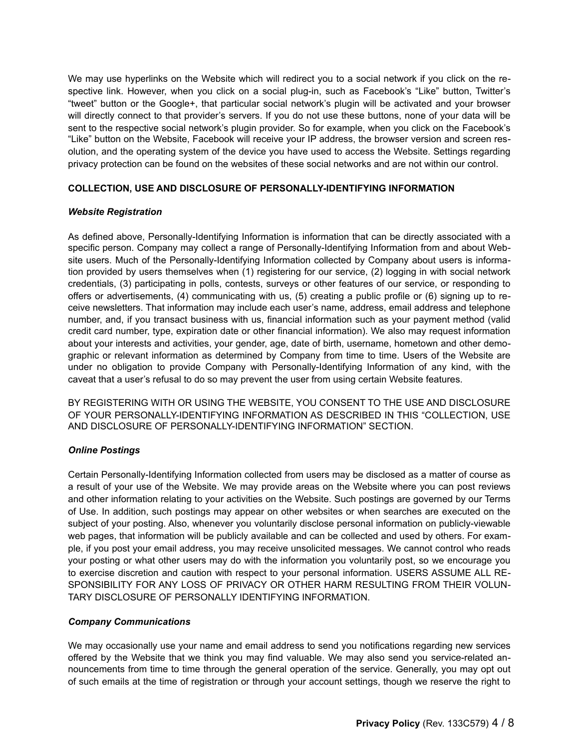We may use hyperlinks on the Website which will redirect you to a social network if you click on the respective link. However, when you click on a social plug-in, such as Facebook's "Like" button, Twitter's "tweet" button or the Google+, that particular social network's plugin will be activated and your browser will directly connect to that provider's servers. If you do not use these buttons, none of your data will be sent to the respective social network's plugin provider. So for example, when you click on the Facebook's "Like" button on the Website, Facebook will receive your IP address, the browser version and screen resolution, and the operating system of the device you have used to access the Website. Settings regarding privacy protection can be found on the websites of these social networks and are not within our control.

**COLLECTION, USE AND DISCLOSURE OF PERSONALLY-IDENTIFYING INFORMATION**

***Website Registration***

As defined above, Personally-Identifying Information is information that can be directly associated with a specific person. Company may collect a range of Personally-Identifying Information from and about Website users. Much of the Personally-Identifying Information collected by Company about users is information provided by users themselves when (1) registering for our service, (2) logging in with social network credentials, (3) participating in polls, contests, surveys or other features of our service, or responding to offers or advertisements, (4) communicating with us, (5) creating a public profile or (6) signing up to receive newsletters. That information may include each user's name, address, email address and telephone number, and, if you transact business with us, financial information such as your payment method (valid credit card number, type, expiration date or other financial information). We also may request information about your interests and activities, your gender, age, date of birth, username, hometown and other demographic or relevant information as determined by Company from time to time. Users of the Website are under no obligation to provide Company with Personally-Identifying Information of any kind, with the caveat that a user's refusal to do so may prevent the user from using certain Website features.

BY REGISTERING WITH OR USING THE WEBSITE, YOU CONSENT TO THE USE AND DISCLOSURE OF YOUR PERSONALLY-IDENTIFYING INFORMATION AS DESCRIBED IN THIS "COLLECTION, USE AND DISCLOSURE OF PERSONALLY-IDENTIFYING INFORMATION" SECTION.

***Online Postings***

Certain Personally-Identifying Information collected from users may be disclosed as a matter of course as a result of your use of the Website. We may provide areas on the Website where you can post reviews and other information relating to your activities on the Website. Such postings are governed by our Terms of Use. In addition, such postings may appear on other websites or when searches are executed on the subject of your posting. Also, whenever you voluntarily disclose personal information on publicly-viewable web pages, that information will be publicly available and can be collected and used by others. For example, if you post your email address, you may receive unsolicited messages. We cannot control who reads your posting or what other users may do with the information you voluntarily post, so we encourage you to exercise discretion and caution with respect to your personal information. USERS ASSUME ALL RESPONSIBILITY FOR ANY LOSS OF PRIVACY OR OTHER HARM RESULTING FROM THEIR VOLUNTARY DISCLOSURE OF PERSONALLY IDENTIFYING INFORMATION.

***Company Communications***

We may occasionally use your name and email address to send you notifications regarding new services offered by the Website that we think you may find valuable. We may also send you service-related announcements from time to time through the general operation of the service. Generally, you may opt out of such emails at the time of registration or through your account settings, though we reserve the right to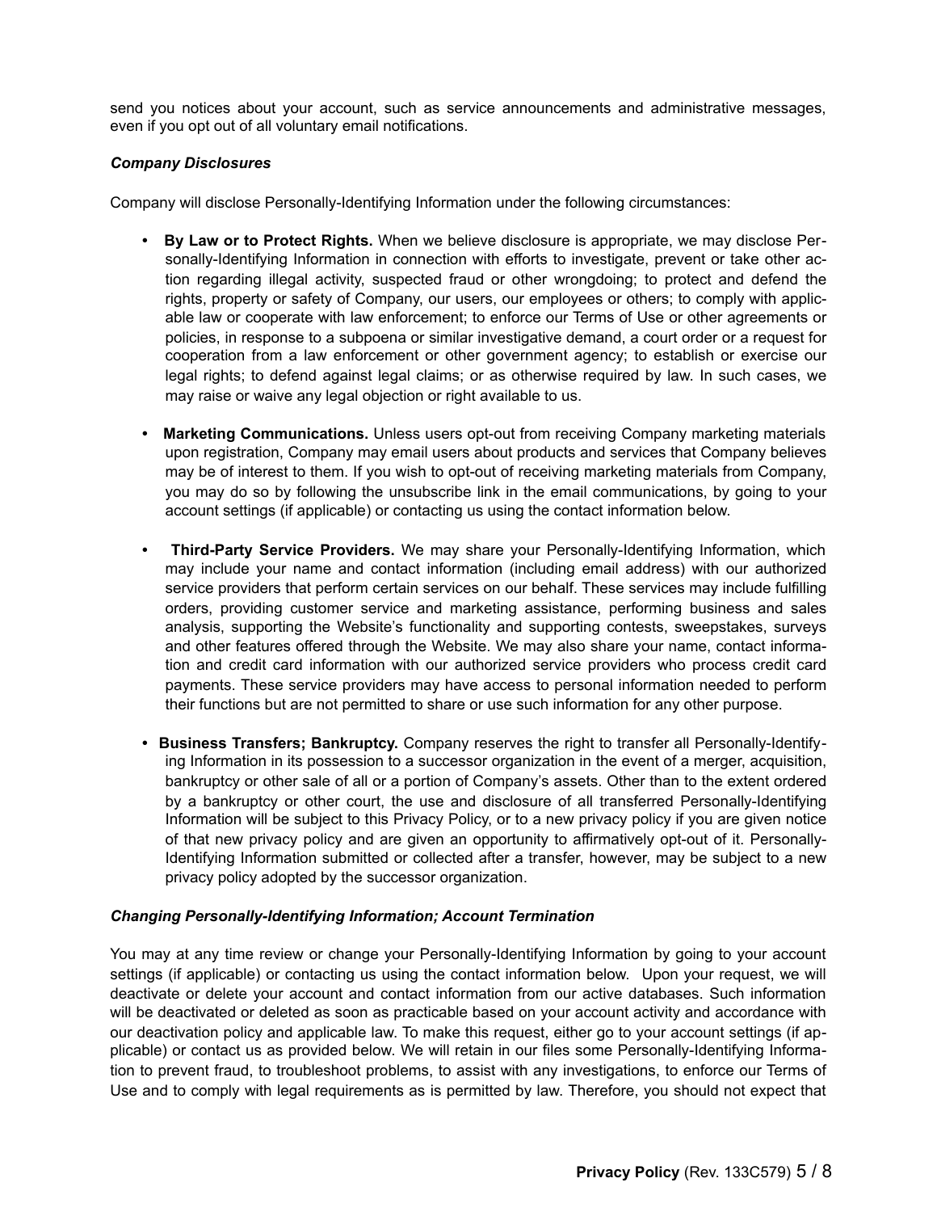send you notices about your account, such as service announcements and administrative messages, even if you opt out of all voluntary email notifications.

***Company Disclosures***

Company will disclose Personally-Identifying Information under the following circumstances:

- **By Law or to Protect Rights.** When we believe disclosure is appropriate, we may disclose Personally-Identifying Information in connection with efforts to investigate, prevent or take other action regarding illegal activity, suspected fraud or other wrongdoing; to protect and defend the rights, property or safety of Company, our users, our employees or others; to comply with applicable law or cooperate with law enforcement; to enforce our Terms of Use or other agreements or policies, in response to a subpoena or similar investigative demand, a court order or a request for cooperation from a law enforcement or other government agency; to establish or exercise our legal rights; to defend against legal claims; or as otherwise required by law. In such cases, we may raise or waive any legal objection or right available to us.

- **Marketing Communications.** Unless users opt-out from receiving Company marketing materials upon registration, Company may email users about products and services that Company believes may be of interest to them. If you wish to opt-out of receiving marketing materials from Company, you may do so by following the unsubscribe link in the email communications, by going to your account settings (if applicable) or contacting us using the contact information below.

- **Third-Party Service Providers.** We may share your Personally-Identifying Information, which may include your name and contact information (including email address) with our authorized service providers that perform certain services on our behalf. These services may include fulfilling orders, providing customer service and marketing assistance, performing business and sales analysis, supporting the Website's functionality and supporting contests, sweepstakes, surveys and other features offered through the Website. We may also share your name, contact information and credit card information with our authorized service providers who process credit card payments. These service providers may have access to personal information needed to perform their functions but are not permitted to share or use such information for any other purpose.

- **Business Transfers; Bankruptcy.** Company reserves the right to transfer all Personally-Identifying Information in its possession to a successor organization in the event of a merger, acquisition, bankruptcy or other sale of all or a portion of Company's assets. Other than to the extent ordered by a bankruptcy or other court, the use and disclosure of all transferred Personally-Identifying Information will be subject to this Privacy Policy, or to a new privacy policy if you are given notice of that new privacy policy and are given an opportunity to affirmatively opt-out of it. Personally-Identifying Information submitted or collected after a transfer, however, may be subject to a new privacy policy adopted by the successor organization.

***Changing Personally-Identifying Information; Account Termination***

You may at any time review or change your Personally-Identifying Information by going to your account settings (if applicable) or contacting us using the contact information below. Upon your request, we will deactivate or delete your account and contact information from our active databases. Such information will be deactivated or deleted as soon as practicable based on your account activity and accordance with our deactivation policy and applicable law. To make this request, either go to your account settings (if applicable) or contact us as provided below. We will retain in our files some Personally-Identifying Information to prevent fraud, to troubleshoot problems, to assist with any investigations, to enforce our Terms of Use and to comply with legal requirements as is permitted by law. Therefore, you should not expect that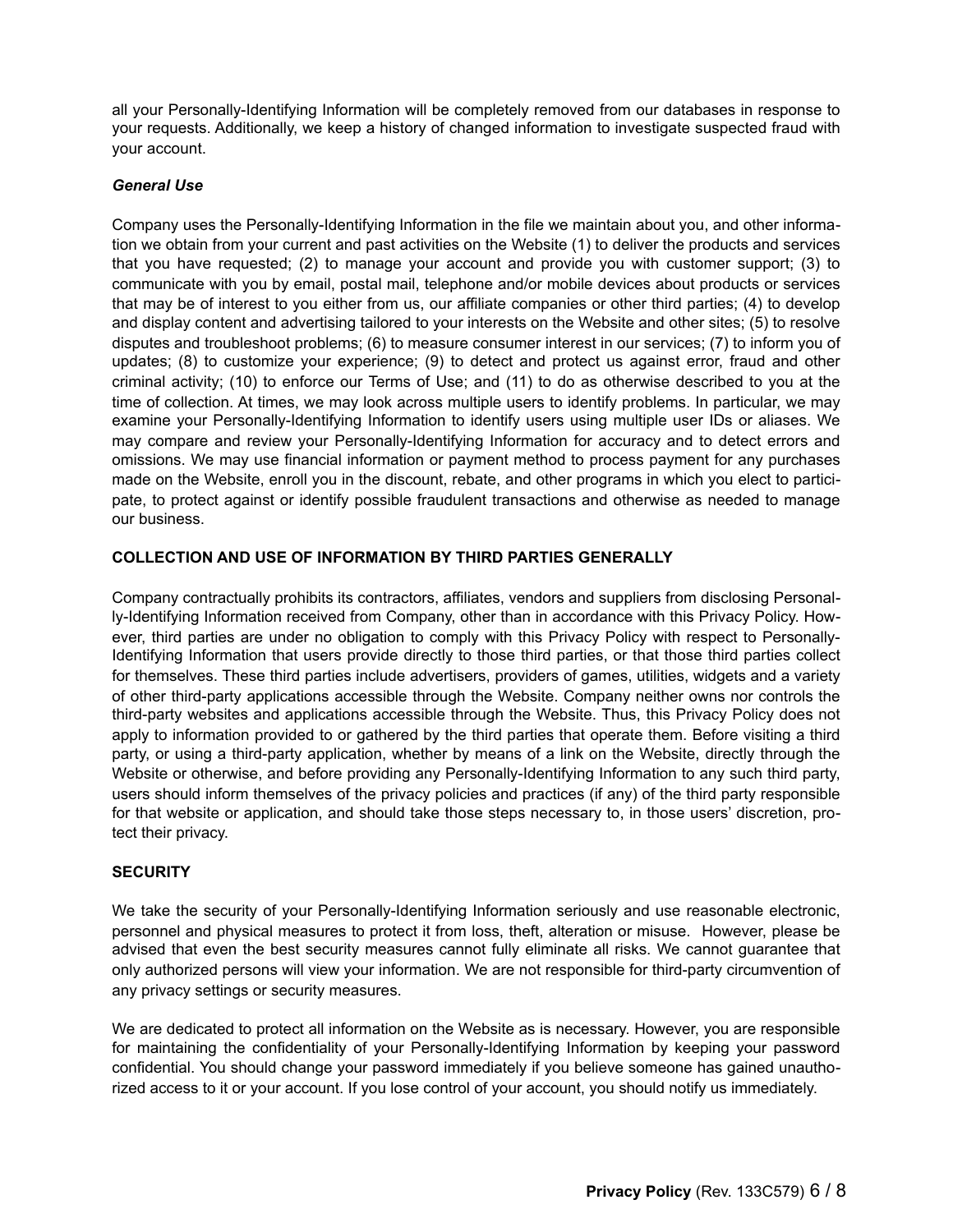all your Personally-Identifying Information will be completely removed from our databases in response to your requests. Additionally, we keep a history of changed information to investigate suspected fraud with your account.

***General Use***

Company uses the Personally-Identifying Information in the file we maintain about you, and other information we obtain from your current and past activities on the Website (1) to deliver the products and services that you have requested; (2) to manage your account and provide you with customer support; (3) to communicate with you by email, postal mail, telephone and/or mobile devices about products or services that may be of interest to you either from us, our affiliate companies or other third parties; (4) to develop and display content and advertising tailored to your interests on the Website and other sites; (5) to resolve disputes and troubleshoot problems; (6) to measure consumer interest in our services; (7) to inform you of updates; (8) to customize your experience; (9) to detect and protect us against error, fraud and other criminal activity; (10) to enforce our Terms of Use; and (11) to do as otherwise described to you at the time of collection. At times, we may look across multiple users to identify problems. In particular, we may examine your Personally-Identifying Information to identify users using multiple user IDs or aliases. We may compare and review your Personally-Identifying Information for accuracy and to detect errors and omissions. We may use financial information or payment method to process payment for any purchases made on the Website, enroll you in the discount, rebate, and other programs in which you elect to participate, to protect against or identify possible fraudulent transactions and otherwise as needed to manage our business.

**COLLECTION AND USE OF INFORMATION BY THIRD PARTIES GENERALLY**

Company contractually prohibits its contractors, affiliates, vendors and suppliers from disclosing Personally-Identifying Information received from Company, other than in accordance with this Privacy Policy. However, third parties are under no obligation to comply with this Privacy Policy with respect to Personally-Identifying Information that users provide directly to those third parties, or that those third parties collect for themselves. These third parties include advertisers, providers of games, utilities, widgets and a variety of other third-party applications accessible through the Website. Company neither owns nor controls the third-party websites and applications accessible through the Website. Thus, this Privacy Policy does not apply to information provided to or gathered by the third parties that operate them. Before visiting a third party, or using a third-party application, whether by means of a link on the Website, directly through the Website or otherwise, and before providing any Personally-Identifying Information to any such third party, users should inform themselves of the privacy policies and practices (if any) of the third party responsible for that website or application, and should take those steps necessary to, in those users' discretion, protect their privacy.

**SECURITY**

We take the security of your Personally-Identifying Information seriously and use reasonable electronic, personnel and physical measures to protect it from loss, theft, alteration or misuse. However, please be advised that even the best security measures cannot fully eliminate all risks. We cannot guarantee that only authorized persons will view your information. We are not responsible for third-party circumvention of any privacy settings or security measures.

We are dedicated to protect all information on the Website as is necessary. However, you are responsible for maintaining the confidentiality of your Personally-Identifying Information by keeping your password confidential. You should change your password immediately if you believe someone has gained unauthorized access to it or your account. If you lose control of your account, you should notify us immediately.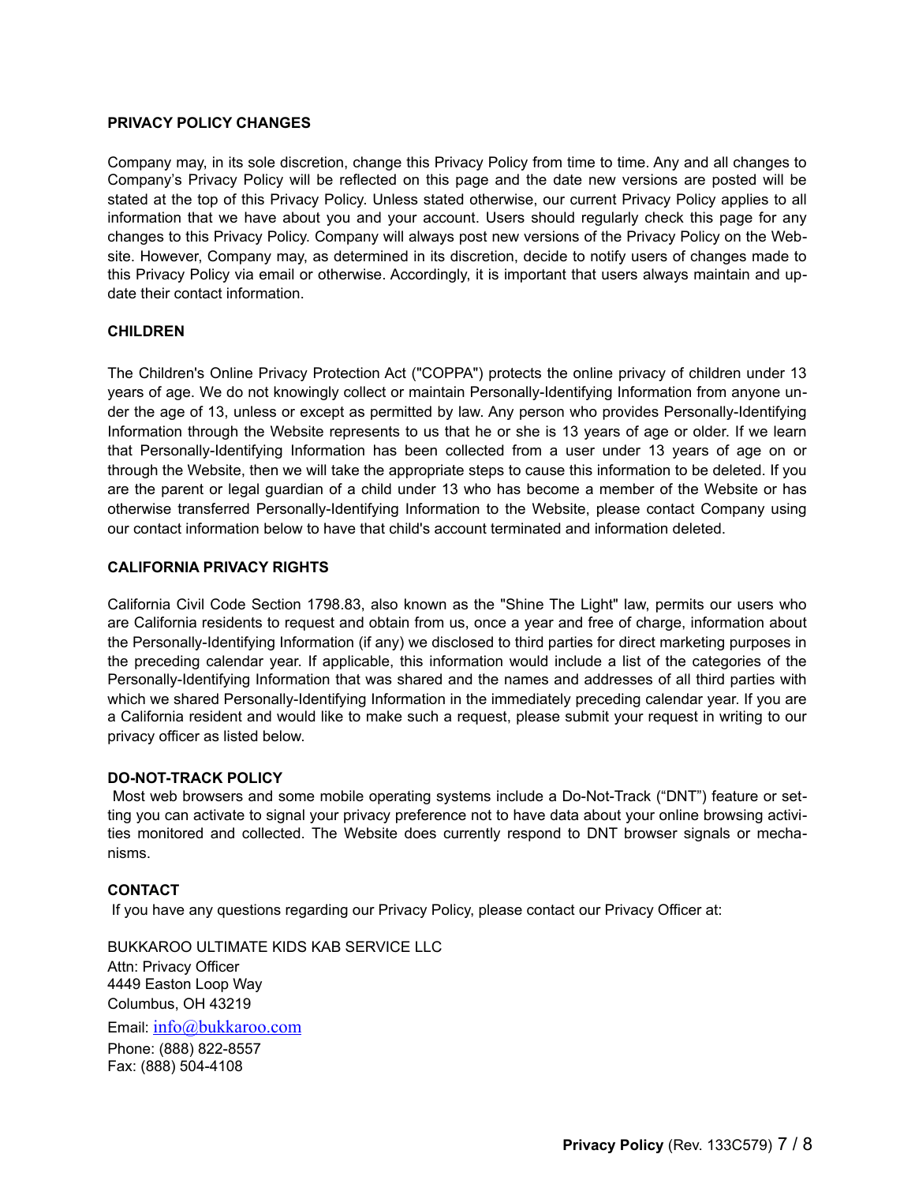## PRIVACY POLICY CHANGES

Company may, in its sole discretion, change this Privacy Policy from time to time. Any and all changes to Company's Privacy Policy will be reflected on this page and the date new versions are posted will be stated at the top of this Privacy Policy. Unless stated otherwise, our current Privacy Policy applies to all information that we have about you and your account. Users should regularly check this page for any changes to this Privacy Policy. Company will always post new versions of the Privacy Policy on the Website. However, Company may, as determined in its discretion, decide to notify users of changes made to this Privacy Policy via email or otherwise. Accordingly, it is important that users always maintain and update their contact information.

## CHILDREN

The Children's Online Privacy Protection Act ("COPPA") protects the online privacy of children under 13 years of age. We do not knowingly collect or maintain Personally-Identifying Information from anyone under the age of 13, unless or except as permitted by law. Any person who provides Personally-Identifying Information through the Website represents to us that he or she is 13 years of age or older. If we learn that Personally-Identifying Information has been collected from a user under 13 years of age on or through the Website, then we will take the appropriate steps to cause this information to be deleted. If you are the parent or legal guardian of a child under 13 who has become a member of the Website or has otherwise transferred Personally-Identifying Information to the Website, please contact Company using our contact information below to have that child's account terminated and information deleted.

## CALIFORNIA PRIVACY RIGHTS

California Civil Code Section 1798.83, also known as the "Shine The Light" law, permits our users who are California residents to request and obtain from us, once a year and free of charge, information about the Personally-Identifying Information (if any) we disclosed to third parties for direct marketing purposes in the preceding calendar year. If applicable, this information would include a list of the categories of the Personally-Identifying Information that was shared and the names and addresses of all third parties with which we shared Personally-Identifying Information in the immediately preceding calendar year. If you are a California resident and would like to make such a request, please submit your request in writing to our privacy officer as listed below.

## DO-NOT-TRACK POLICY

Most web browsers and some mobile operating systems include a Do-Not-Track ("DNT") feature or setting you can activate to signal your privacy preference not to have data about your online browsing activities monitored and collected. The Website does currently respond to DNT browser signals or mechanisms.

## CONTACT

If you have any questions regarding our Privacy Policy, please contact our Privacy Officer at:

BUKKAROO ULTIMATE KIDS KAB SERVICE LLC
Attn: Privacy Officer
4449 Easton Loop Way
Columbus, OH 43219
Email: info@bukkaroo.com
Phone: (888) 822-8557
Fax: (888) 504-4108